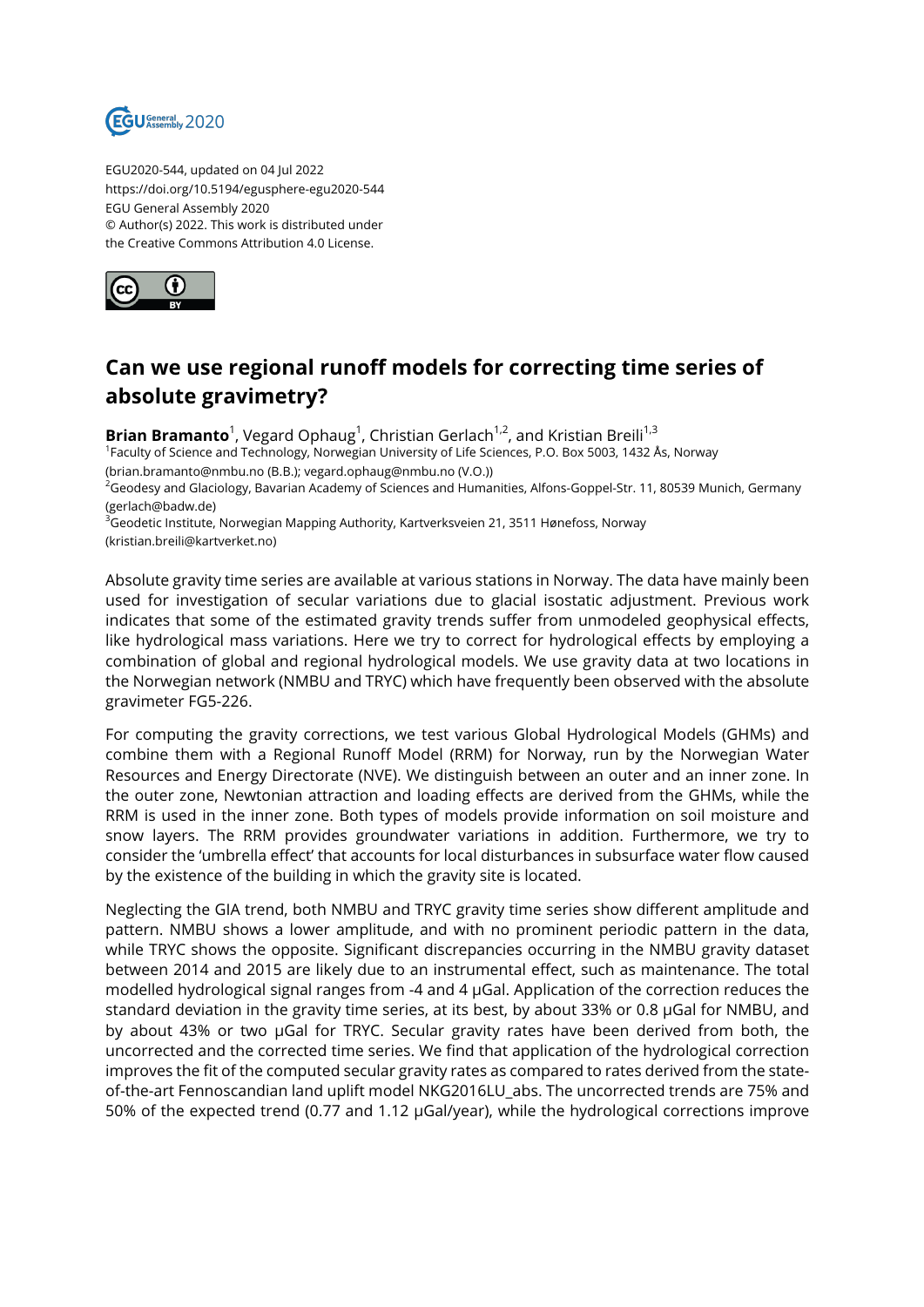EGU2020-544, updated on 04 Jul 2022
https://doi.org/10.5194/egusphere-egu2020-544
EGU General Assembly 2020
© Author(s) 2022. This work is distributed under
the Creative Commons Attribution 4.0 License.

# Can we use regional runoff models for correcting time series of absolute gravimetry?

**Brian Bramanto**[1], Vegard Ophaug[1], Christian Gerlach[1,2], and Kristian Breili[1,3]

[1]Faculty of Science and Technology, Norwegian University of Life Sciences, P.O. Box 5003, 1432 Ås, Norway (brian.bramanto@nmbu.no (B.B.); vegard.ophaug@nmbu.no (V.O.))
[2]Geodesy and Glaciology, Bavarian Academy of Sciences and Humanities, Alfons-Goppel-Str. 11, 80539 Munich, Germany (gerlach@badw.de)
[3]Geodetic Institute, Norwegian Mapping Authority, Kartverksveien 21, 3511 Hønefoss, Norway (kristian.breili@kartverket.no)

Absolute gravity time series are available at various stations in Norway. The data have mainly been used for investigation of secular variations due to glacial isostatic adjustment. Previous work indicates that some of the estimated gravity trends suffer from unmodeled geophysical effects, like hydrological mass variations. Here we try to correct for hydrological effects by employing a combination of global and regional hydrological models. We use gravity data at two locations in the Norwegian network (NMBU and TRYC) which have frequently been observed with the absolute gravimeter FG5-226.

For computing the gravity corrections, we test various Global Hydrological Models (GHMs) and combine them with a Regional Runoff Model (RRM) for Norway, run by the Norwegian Water Resources and Energy Directorate (NVE). We distinguish between an outer and an inner zone. In the outer zone, Newtonian attraction and loading effects are derived from the GHMs, while the RRM is used in the inner zone. Both types of models provide information on soil moisture and snow layers. The RRM provides groundwater variations in addition. Furthermore, we try to consider the 'umbrella effect' that accounts for local disturbances in subsurface water flow caused by the existence of the building in which the gravity site is located.

Neglecting the GIA trend, both NMBU and TRYC gravity time series show different amplitude and pattern. NMBU shows a lower amplitude, and with no prominent periodic pattern in the data, while TRYC shows the opposite. Significant discrepancies occurring in the NMBU gravity dataset between 2014 and 2015 are likely due to an instrumental effect, such as maintenance. The total modelled hydrological signal ranges from -4 and 4 µGal. Application of the correction reduces the standard deviation in the gravity time series, at its best, by about 33% or 0.8 µGal for NMBU, and by about 43% or two µGal for TRYC. Secular gravity rates have been derived from both, the uncorrected and the corrected time series. We find that application of the hydrological correction improves the fit of the computed secular gravity rates as compared to rates derived from the state-of-the-art Fennoscandian land uplift model NKG2016LU_abs. The uncorrected trends are 75% and 50% of the expected trend (0.77 and 1.12 µGal/year), while the hydrological corrections improve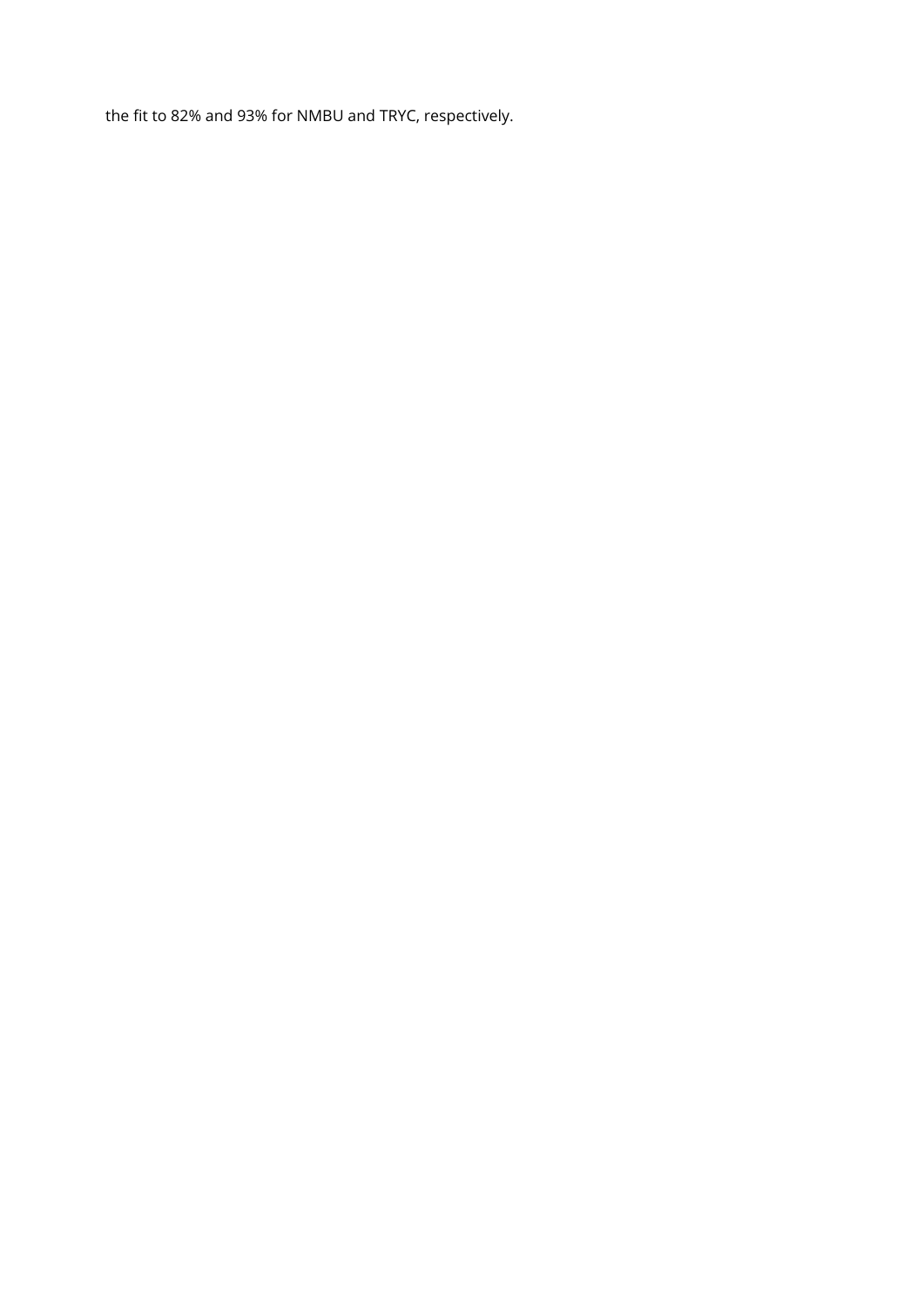the fit to 82% and 93% for NMBU and TRYC, respectively.